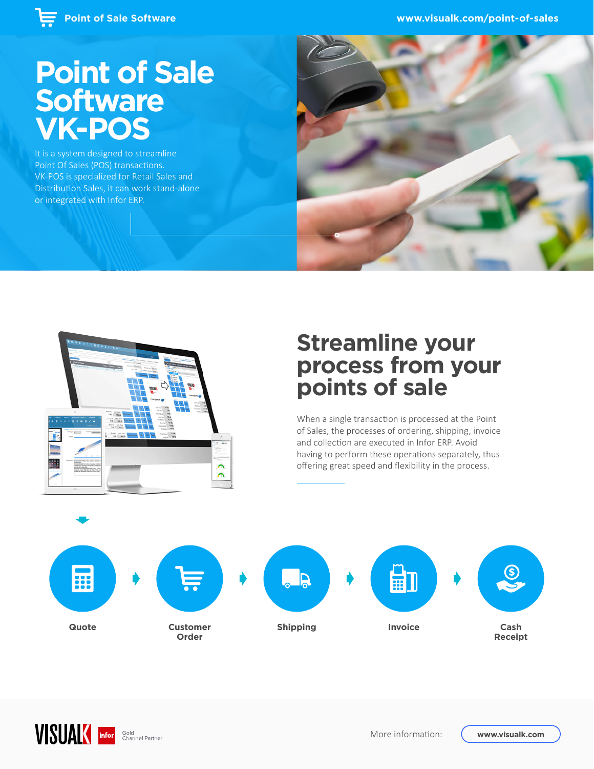# Point of Sale Software VK-POS

It is a system designed to streamline Point Of Sales (POS) transactions. VK-POS is specialized for Retail Sales and Distribution Sales, it can work stand-alone or integrated with Infor ERP.

## Streamline your process from your points of sale

When a single transaction is processed at the Point of Sales, the processes of ordering, shipping, invoice and collection are executed in Infor ERP. Avoid having to perform these operations separately, thus offering great speed and flexibility in the process.

Quote → Customer Order → Shipping → Invoice → Cash Receipt

VISUALK | infor Gold Channel Partner

More information: www.visualk.com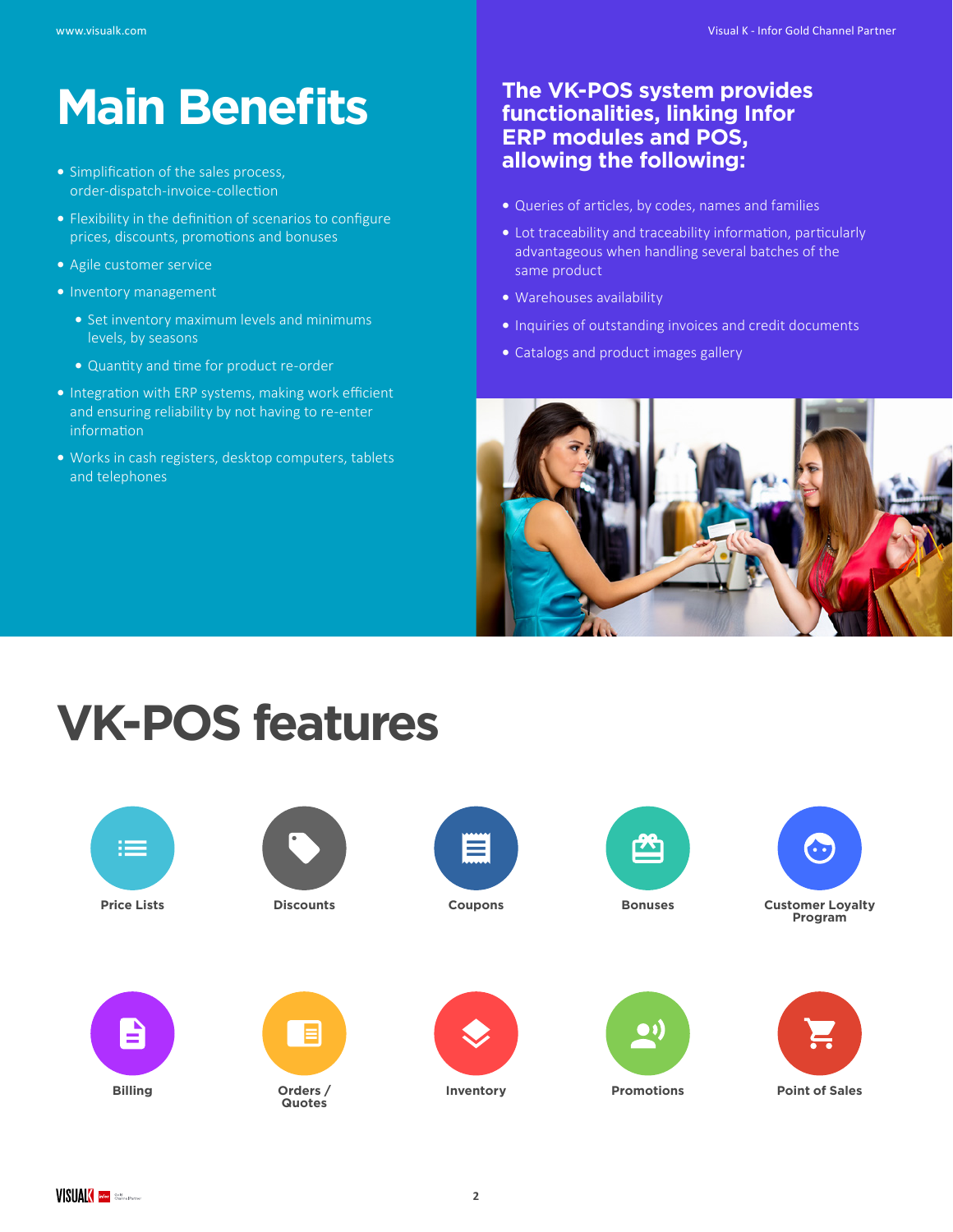# Main Benefits

- Simplification of the sales process, order-dispatch-invoice-collection
- Flexibility in the definition of scenarios to configure prices, discounts, promotions and bonuses
- Agile customer service
- Inventory management
  - Set inventory maximum levels and minimums levels, by seasons
  - Quantity and time for product re-order
- Integration with ERP systems, making work efficient and ensuring reliability by not having to re-enter information
- Works in cash registers, desktop computers, tablets and telephones

## The VK-POS system provides functionalities, linking Infor ERP modules and POS, allowing the following:

- Queries of articles, by codes, names and families
- Lot traceability and traceability information, particularly advantageous when handling several batches of the same product
- Warehouses availability
- Inquiries of outstanding invoices and credit documents
- Catalogs and product images gallery

# VK-POS features

- Price Lists
- Discounts
- Coupons
- Bonuses
- Customer Loyalty Program
- Billing
- Orders / Quotes
- Inventory
- Promotions
- Point of Sales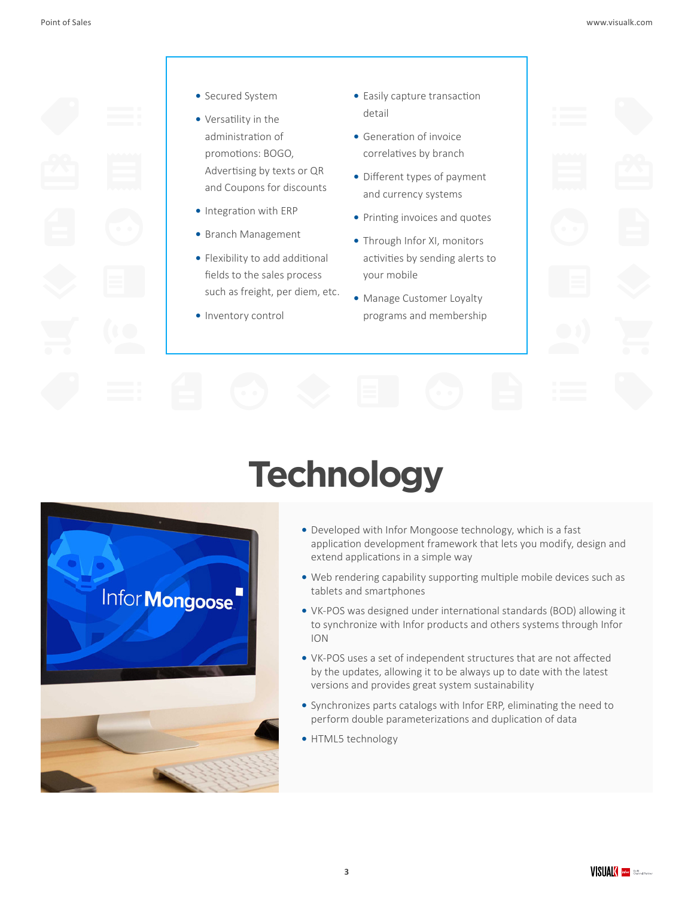- Secured System
- Versatility in the administration of promotions: BOGO, Advertising by texts or QR and Coupons for discounts
- Integration with ERP
- Branch Management
- Flexibility to add additional fields to the sales process such as freight, per diem, etc.
- Inventory control
- Easily capture transaction detail
- Generation of invoice correlatives by branch
- Different types of payment and currency systems
- Printing invoices and quotes
- Through Infor XI, monitors activities by sending alerts to your mobile
- Manage Customer Loyalty programs and membership

# Technology

- Developed with Infor Mongoose technology, which is a fast application development framework that lets you modify, design and extend applications in a simple way
- Web rendering capability supporting multiple mobile devices such as tablets and smartphones
- VK-POS was designed under international standards (BOD) allowing it to synchronize with Infor products and others systems through Infor ION
- VK-POS uses a set of independent structures that are not affected by the updates, allowing it to be always up to date with the latest versions and provides great system sustainability
- Synchronizes parts catalogs with Infor ERP, eliminating the need to perform double parameterizations and duplication of data
- HTML5 technology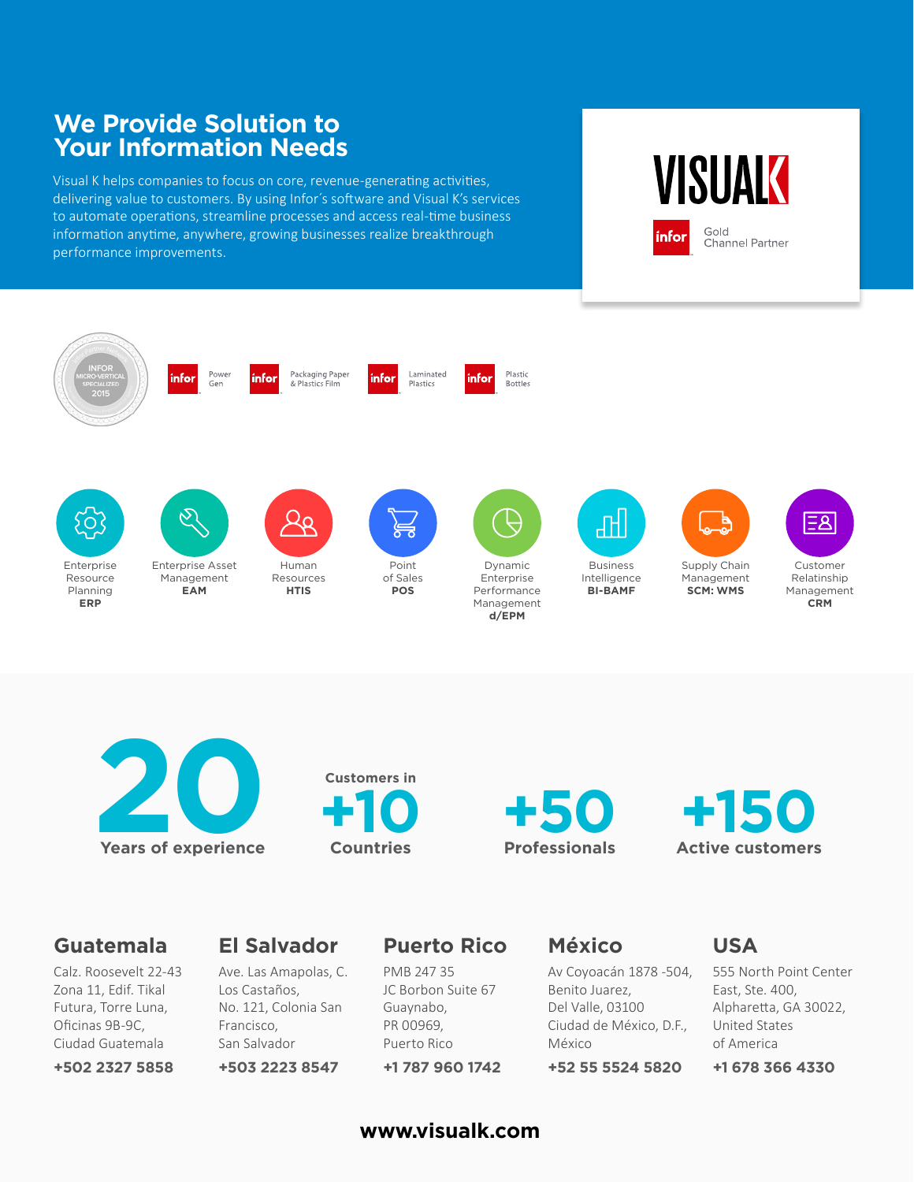# We Provide Solution to Your Information Needs

Visual K helps companies to focus on core, revenue-generating activities, delivering value to customers. By using Infor´s software and Visual K's services to automate operations, streamline processes and access real-time business information anytime, anywhere, growing businesses realize breakthrough performance improvements.

VISUALK

infor Gold Channel Partner

INFOR MICRO-VERTICAL SPECIALIZED 2015

infor Power Gen

infor Packaging Paper & Plastics Film

infor Laminated Plastics

infor Plastic Bottles

- Enterprise Resource Planning **ERP**
- Enterprise Asset Management **EAM**
- Human Resources **HTIS**
- Point of Sales **POS**
- Dynamic Enterprise Performance Management **d/EPM**
- Business Intelligence **BI-BAMF**
- Supply Chain Management **SCM: WMS**
- Customer Relatinship Management **CRM**

**20** Years of experience

Customers in **+10** Countries

**+50** Professionals

**+150** Active customers

## Guatemala

Calz. Roosevelt 22-43
Zona 11, Edif. Tikal
Futura, Torre Luna,
Oficinas 9B-9C,
Ciudad Guatemala

**+502 2327 5858**

## El Salvador

Ave. Las Amapolas, C.
Los Castaños,
No. 121, Colonia San
Francisco,
San Salvador

**+503 2223 8547**

## Puerto Rico

PMB 247 35
JC Borbon Suite 67
Guaynabo,
PR 00969,
Puerto Rico

**+1 787 960 1742**

## México

Av Coyoacán 1878 -504,
Benito Juarez,
Del Valle, 03100
Ciudad de México, D.F.,
México

**+52 55 5524 5820**

## USA

555 North Point Center
East, Ste. 400,
Alpharetta, GA 30022,
United States
of America

**+1 678 366 4330**

**www.visualk.com**